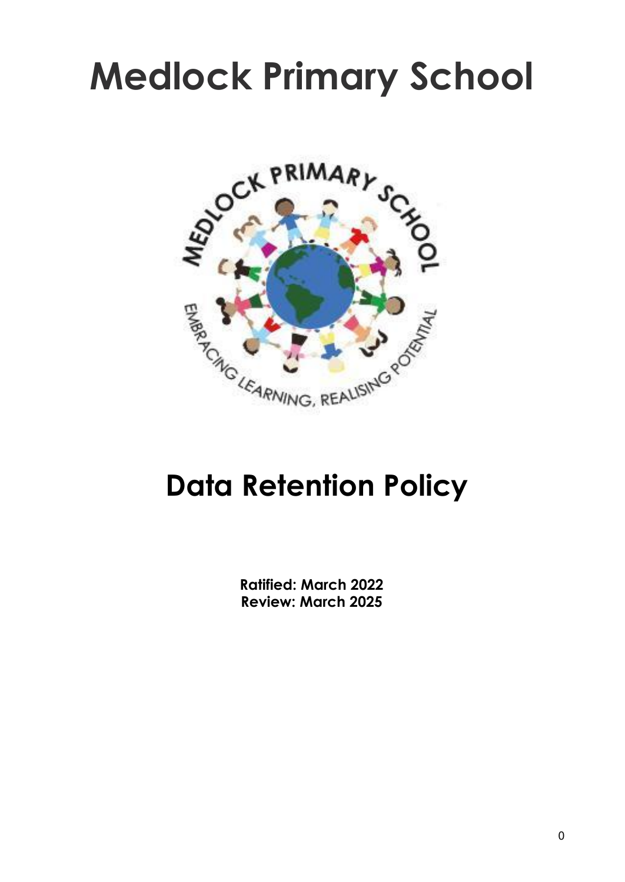# Medlock Primary School

## Data Retention Policy

**Ratified: March 2022**
**Review: March 2025**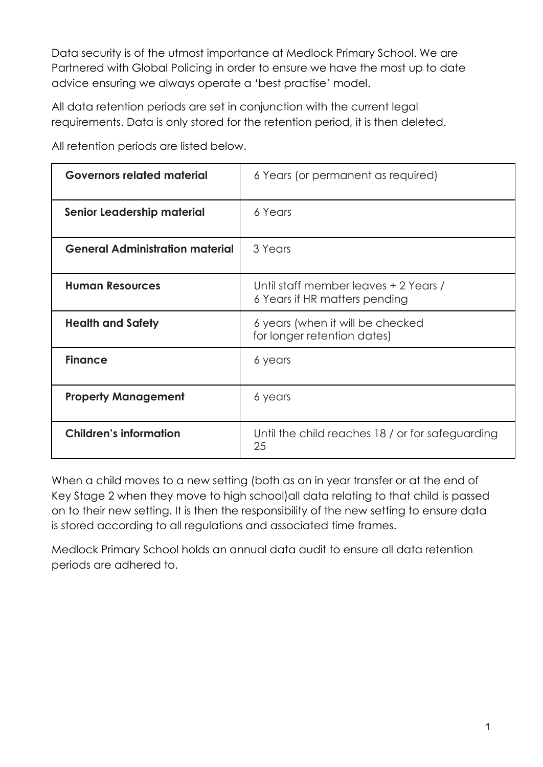Data security is of the utmost importance at Medlock Primary School. We are Partnered with Global Policing in order to ensure we have the most up to date advice ensuring we always operate a 'best practise' model.

All data retention periods are set in conjunction with the current legal requirements. Data is only stored for the retention period, it is then deleted.

All retention periods are listed below.

| | |
|---|---|
| **Governors related material** | 6 Years (or permanent as required) |
| **Senior Leadership material** | 6 Years |
| **General Administration material** | 3 Years |
| **Human Resources** | Until staff member leaves + 2 Years / 6 Years if HR matters pending |
| **Health and Safety** | 6 years (when it will be checked for longer retention dates) |
| **Finance** | 6 years |
| **Property Management** | 6 years |
| **Children's information** | Until the child reaches 18 / or for safeguarding 25 |

When a child moves to a new setting (both as an in year transfer or at the end of Key Stage 2 when they move to high school)all data relating to that child is passed on to their new setting. It is then the responsibility of the new setting to ensure data is stored according to all regulations and associated time frames.

Medlock Primary School holds an annual data audit to ensure all data retention periods are adhered to.